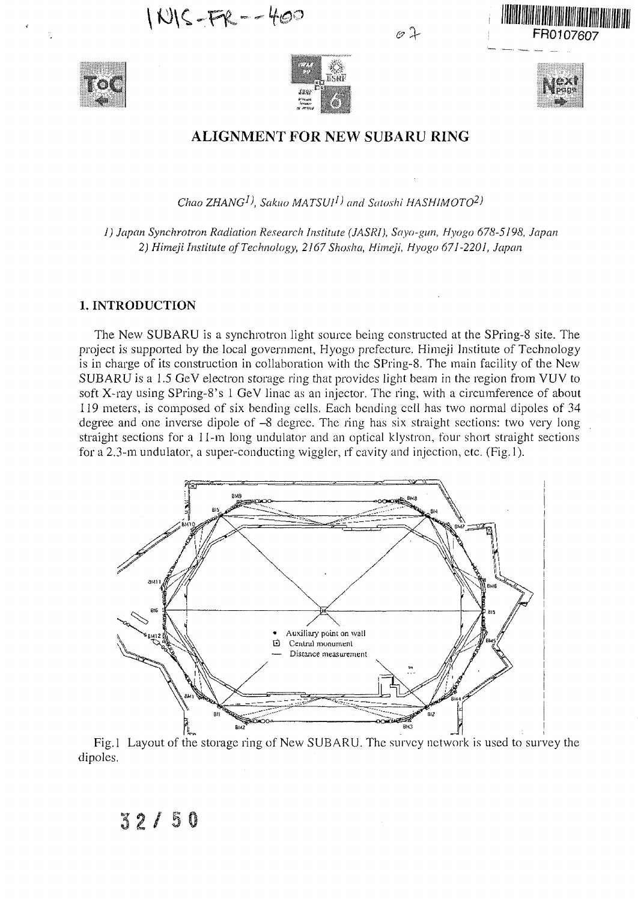# ALIGNMENT FOR NEW SUBARU RING

*Chao ZHANG[1], Sakuo MATSUI[1] and Satoshi HASHIMOTO[2]*

*1) Japan Synchrotron Radiation Research Institute (JASRI), Sayo-gun, Hyogo 678-5198, Japan*
*2) Himeji Institute of Technology, 2167 Shosha, Himeji, Hyogo 671-2201, Japan*

## 1. INTRODUCTION

The New SUBARU is a synchrotron light source being constructed at the SPring-8 site. The project is supported by the local government, Hyogo prefecture. Himeji Institute of Technology is in charge of its construction in collaboration with the SPring-8. The main facility of the New SUBARU is a 1.5 GeV electron storage ring that provides light beam in the region from VUV to soft X-ray using SPring-8's 1 GeV linac as an injector. The ring, with a circumference of about 119 meters, is composed of six bending cells. Each bending cell has two normal dipoles of 34 degree and one inverse dipole of –8 degree. The ring has six straight sections: two very long straight sections for a 11-m long undulator and an optical klystron, four short straight sections for a 2.3-m undulator, a super-conducting wiggler, rf cavity and injection, etc. (Fig.1).

Fig.1 Layout of the storage ring of New SUBARU. The survey network is used to survey the dipoles.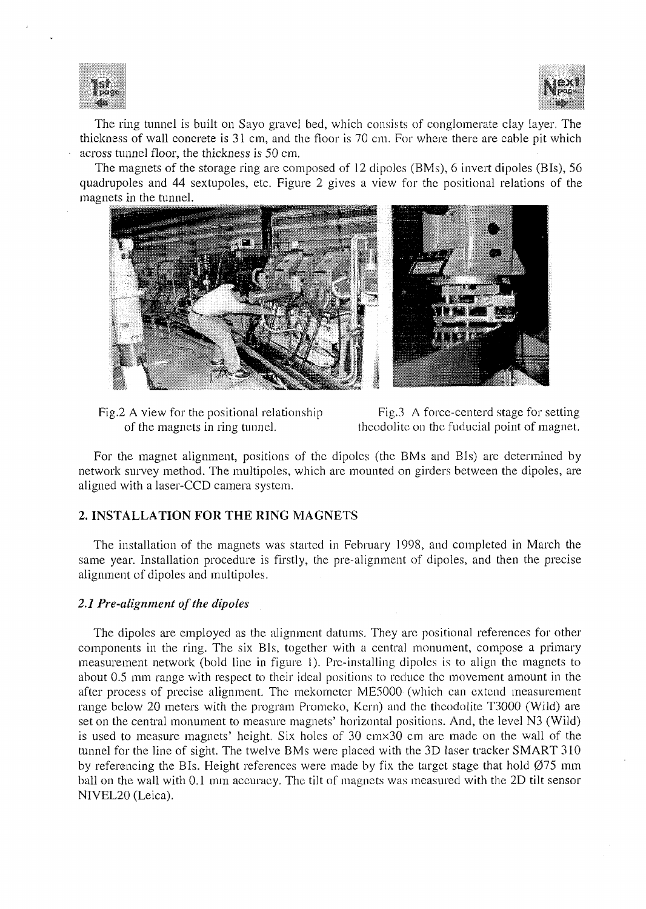The ring tunnel is built on Sayo gravel bed, which consists of conglomerate clay layer. The thickness of wall concrete is 31 cm, and the floor is 70 cm. For where there are cable pit which across tunnel floor, the thickness is 50 cm.

The magnets of the storage ring are composed of 12 dipoles (BMs), 6 invert dipoles (BIs), 56 quadrupoles and 44 sextupoles, etc. Figure 2 gives a view for the positional relations of the magnets in the tunnel.

Fig.2 A view for the positional relationship of the magnets in ring tunnel.

Fig.3 A force-centerd stage for setting theodolite on the fiducial point of magnet.

For the magnet alignment, positions of the dipoles (the BMs and BIs) are determined by network survey method. The multipoles, which are mounted on girders between the dipoles, are aligned with a laser-CCD camera system.

## 2. INSTALLATION FOR THE RING MAGNETS

The installation of the magnets was started in February 1998, and completed in March the same year. Installation procedure is firstly, the pre-alignment of dipoles, and then the precise alignment of dipoles and multipoles.

### *2.1 Pre-alignment of the dipoles*

The dipoles are employed as the alignment datums. They are positional references for other components in the ring. The six BIs, together with a central monument, compose a primary measurement network (bold line in figure 1). Pre-installing dipoles is to align the magnets to about 0.5 mm range with respect to their ideal positions to reduce the movement amount in the after process of precise alignment. The mekometer ME5000 (which can extend measurement range below 20 meters with the program Promeko, Kern) and the theodolite T3000 (Wild) are set on the central monument to measure magnets' horizontal positions. And, the level N3 (Wild) is used to measure magnets' height. Six holes of 30 cm×30 cm are made on the wall of the tunnel for the line of sight. The twelve BMs were placed with the 3D laser tracker SMART 310 by referencing the BIs. Height references were made by fix the target stage that hold Ø75 mm ball on the wall with 0.1 mm accuracy. The tilt of magnets was measured with the 2D tilt sensor NIVEL20 (Leica).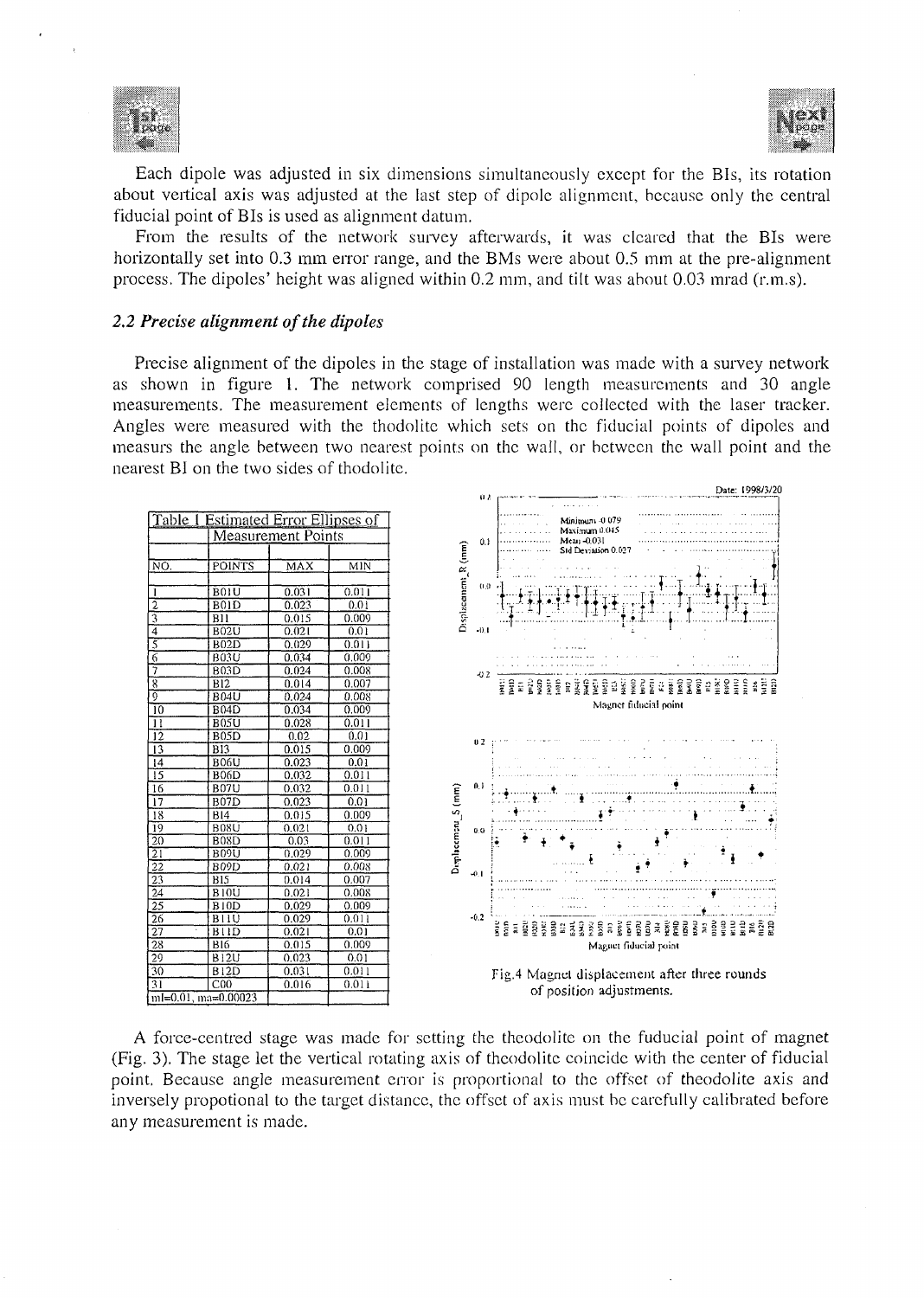Each dipole was adjusted in six dimensions simultaneously except for the BIs, its rotation about vertical axis was adjusted at the last step of dipole alignment, because only the central fiducial point of BIs is used as alignment datum.

From the results of the network survey afterwards, it was cleared that the BIs were horizontally set into 0.3 mm error range, and the BMs were about 0.5 mm at the pre-alignment process. The dipoles' height was aligned within 0.2 mm, and tilt was about 0.03 mrad (r.m.s).

### *2.2 Precise alignment of the dipoles*

Precise alignment of the dipoles in the stage of installation was made with a survey network as shown in figure 1. The network comprised 90 length measurements and 30 angle measurements. The measurement elements of lengths were collected with the laser tracker. Angles were measured with the thodolite which sets on the fiducial points of dipoles and measurs the angle between two nearest points on the wall, or between the wall point and the nearest BI on the two sides of thodolite.

Table 1 Estimated Error Ellipses of Measurement Points

| NO. | POINTS | MAX | MIN |
|---|---|---|---|
| 1 | B01U | 0.031 | 0.011 |
| 2 | B01D | 0.023 | 0.01 |
| 3 | BI1 | 0.015 | 0.009 |
| 4 | B02U | 0.021 | 0.01 |
| 5 | B02D | 0.029 | 0.011 |
| 6 | B03U | 0.034 | 0.009 |
| 7 | B03D | 0.024 | 0.008 |
| 8 | BI2 | 0.014 | 0.007 |
| 9 | B04U | 0.024 | 0.008 |
| 10 | B04D | 0.034 | 0.009 |
| 11 | B05U | 0.028 | 0.011 |
| 12 | B05D | 0.02 | 0.01 |
| 13 | BI3 | 0.015 | 0.009 |
| 14 | B06U | 0.023 | 0.01 |
| 15 | B06D | 0.032 | 0.011 |
| 16 | B07U | 0.032 | 0.011 |
| 17 | B07D | 0.023 | 0.01 |
| 18 | BI4 | 0.015 | 0.009 |
| 19 | B08U | 0.021 | 0.01 |
| 20 | B08D | 0.03 | 0.011 |
| 21 | B09U | 0.029 | 0.009 |
| 22 | B09D | 0.021 | 0.008 |
| 23 | BI5 | 0.014 | 0.007 |
| 24 | B10U | 0.021 | 0.008 |
| 25 | B10D | 0.029 | 0.009 |
| 26 | B11U | 0.029 | 0.011 |
| 27 | B11D | 0.021 | 0.01 |
| 28 | BI6 | 0.015 | 0.009 |
| 29 | B12U | 0.023 | 0.01 |
| 30 | B12D | 0.031 | 0.011 |
| 31 | C00 | 0.016 | 0.011 |
| ml=0.01, ma=0.00023 | | | |

Fig.4 Magnet displacement after three rounds of position adjustments.

A force-centred stage was made for setting the theodolite on the fuducial point of magnet (Fig. 3). The stage let the vertical rotating axis of theodolite coincide with the center of fiducial point. Because angle measurement error is proportional to the offset of theodolite axis and inversely propotional to the target distance, the offset of axis must be carefully calibrated before any measurement is made.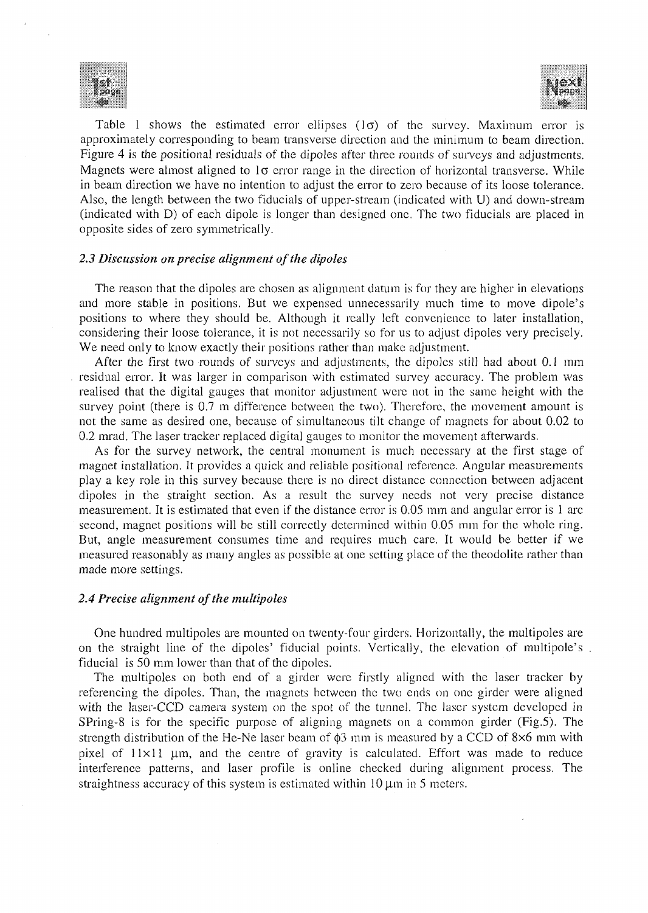Table 1 shows the estimated error ellipses (1σ) of the survey. Maximum error is approximately corresponding to beam transverse direction and the minimum to beam direction. Figure 4 is the positional residuals of the dipoles after three rounds of surveys and adjustments. Magnets were almost aligned to 1σ error range in the direction of horizontal transverse. While in beam direction we have no intention to adjust the error to zero because of its loose tolerance. Also, the length between the two fiducials of upper-stream (indicated with U) and down-stream (indicated with D) of each dipole is longer than designed one. The two fiducials are placed in opposite sides of zero symmetrically.

### *2.3 Discussion on precise alignment of the dipoles*

The reason that the dipoles are chosen as alignment datum is for they are higher in elevations and more stable in positions. But we expensed unnecessarily much time to move dipole's positions to where they should be. Although it really left convenience to later installation, considering their loose tolerance, it is not necessarily so for us to adjust dipoles very precisely. We need only to know exactly their positions rather than make adjustment.

After the first two rounds of surveys and adjustments, the dipoles still had about 0.1 mm residual error. It was larger in comparison with estimated survey accuracy. The problem was realised that the digital gauges that monitor adjustment were not in the same height with the survey point (there is 0.7 m difference between the two). Therefore, the movement amount is not the same as desired one, because of simultaneous tilt change of magnets for about 0.02 to 0.2 mrad. The laser tracker replaced digital gauges to monitor the movement afterwards.

As for the survey network, the central monument is much necessary at the first stage of magnet installation. It provides a quick and reliable positional reference. Angular measurements play a key role in this survey because there is no direct distance connection between adjacent dipoles in the straight section. As a result the survey needs not very precise distance measurement. It is estimated that even if the distance error is 0.05 mm and angular error is 1 arc second, magnet positions will be still correctly determined within 0.05 mm for the whole ring. But, angle measurement consumes time and requires much care. It would be better if we measured reasonably as many angles as possible at one setting place of the theodolite rather than made more settings.

### *2.4 Precise alignment of the multipoles*

One hundred multipoles are mounted on twenty-four girders. Horizontally, the multipoles are on the straight line of the dipoles' fiducial points. Vertically, the elevation of multipole's fiducial is 50 mm lower than that of the dipoles.

The multipoles on both end of a girder were firstly aligned with the laser tracker by referencing the dipoles. Than, the magnets between the two ends on one girder were aligned with the laser-CCD camera system on the spot of the tunnel. The laser system developed in SPring-8 is for the specific purpose of aligning magnets on a common girder (Fig.5). The strength distribution of the He-Ne laser beam of $\phi 3$ mm is measured by a CCD of 8×6 mm with pixel of 11×11 μm, and the centre of gravity is calculated. Effort was made to reduce interference patterns, and laser profile is online checked during alignment process. The straightness accuracy of this system is estimated within 10 μm in 5 meters.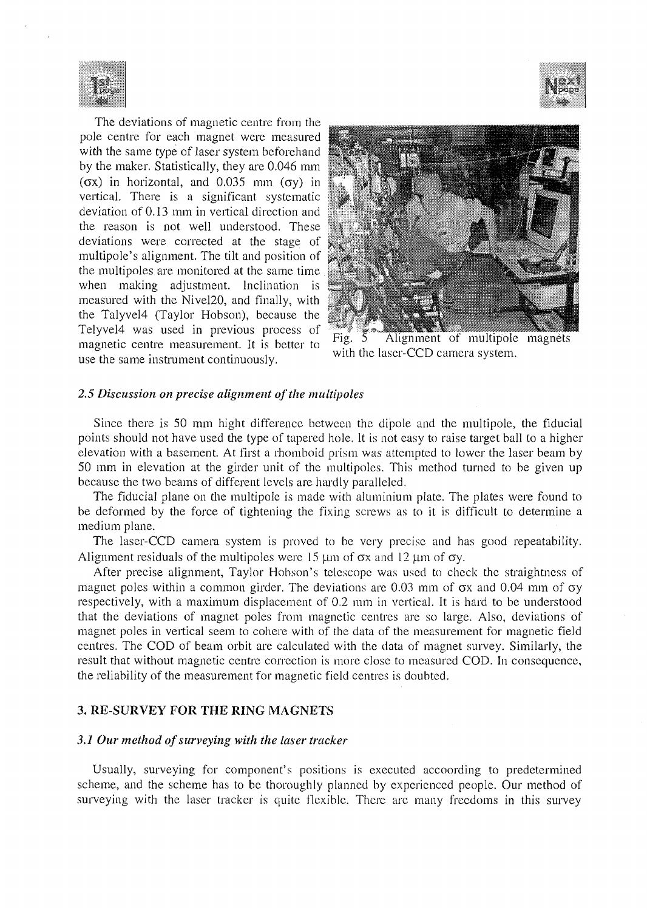The deviations of magnetic centre from the pole centre for each magnet were measured with the same type of laser system beforehand by the maker. Statistically, they are 0.046 mm ($\sigma x$) in horizontal, and 0.035 mm ($\sigma y$) in vertical. There is a significant systematic deviation of 0.13 mm in vertical direction and the reason is not well understood. These deviations were corrected at the stage of multipole's alignment. The tilt and position of the multipoles are monitored at the same time when making adjustment. Inclination is measured with the Nivel20, and finally, with the Talyvel4 (Taylor Hobson), because the Telyvel4 was used in previous process of magnetic centre measurement. It is better to use the same instrument continuously.

Fig. 5 Alignment of multipole magnets with the laser-CCD camera system.

### *2.5 Discussion on precise alignment of the multipoles*

Since there is 50 mm hight difference between the dipole and the multipole, the fiducial points should not have used the type of tapered hole. It is not easy to raise target ball to a higher elevation with a basement. At first a rhomboid prism was attempted to lower the laser beam by 50 mm in elevation at the girder unit of the multipoles. This method turned to be given up because the two beams of different levels are hardly paralleled.

The fiducial plane on the multipole is made with aluminium plate. The plates were found to be deformed by the force of tightening the fixing screws as to it is difficult to determine a medium plane.

The laser-CCD camera system is proved to be very precise and has good repeatability. Alignment residuals of the multipoles were 15 μm of $\sigma x$ and 12 μm of $\sigma y$.

After precise alignment, Taylor Hobson's telescope was used to check the straightness of magnet poles within a common girder. The deviations are 0.03 mm of $\sigma x$ and 0.04 mm of $\sigma y$ respectively, with a maximum displacement of 0.2 mm in vertical. It is hard to be understood that the deviations of magnet poles from magnetic centres are so large. Also, deviations of magnet poles in vertical seem to cohere with of the data of the measurement for magnetic field centres. The COD of beam orbit are calculated with the data of magnet survey. Similarly, the result that without magnetic centre correction is more close to measured COD. In consequence, the reliability of the measurement for magnetic field centres is doubted.

## 3. RE-SURVEY FOR THE RING MAGNETS

### *3.1 Our method of surveying with the laser tracker*

Usually, surveying for component's positions is executed accoording to predetermined scheme, and the scheme has to be thoroughly planned by experienced people. Our method of surveying with the laser tracker is quite flexible. There are many freedoms in this survey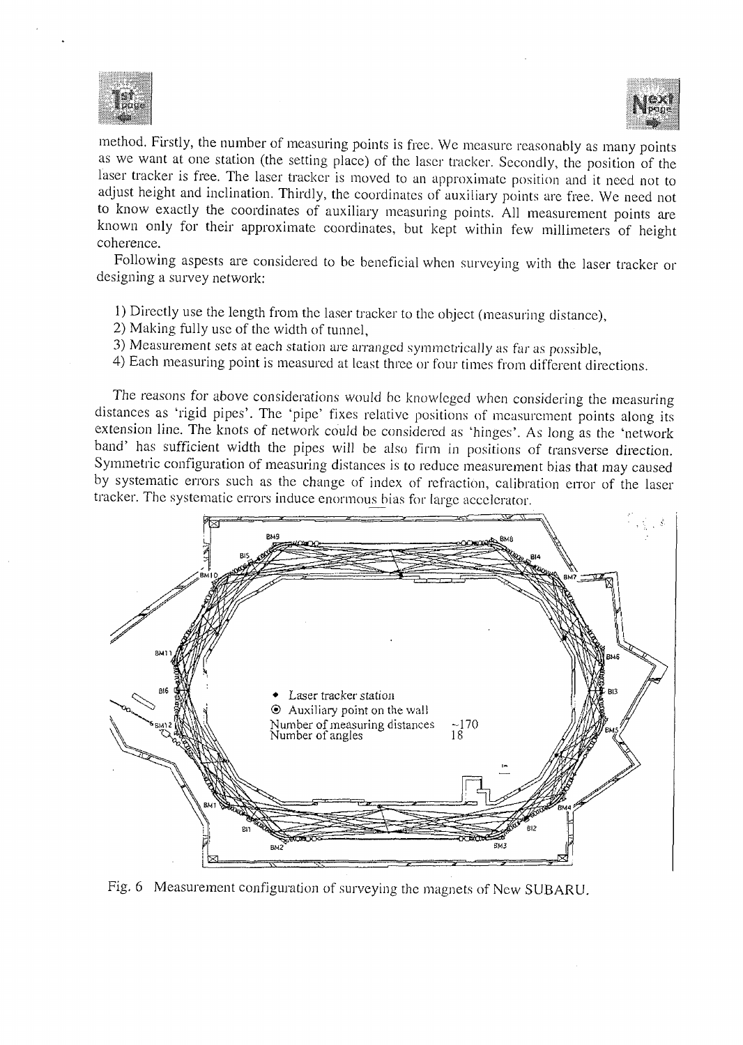method. Firstly, the number of measuring points is free. We measure reasonably as many points as we want at one station (the setting place) of the laser tracker. Secondly, the position of the laser tracker is free. The laser tracker is moved to an approximate position and it need not to adjust height and inclination. Thirdly, the coordinates of auxiliary points are free. We need not to know exactly the coordinates of auxiliary measuring points. All measurement points are known only for their approximate coordinates, but kept within few millimeters of height coherence.

Following aspests are considered to be beneficial when surveying with the laser tracker or designing a survey network:

1) Directly use the length from the laser tracker to the object (measuring distance),
2) Making fully use of the width of tunnel,
3) Measurement sets at each station are arranged symmetrically as far as possible,
4) Each measuring point is measured at least three or four times from different directions.

The reasons for above considerations would be knowleged when considering the measuring distances as 'rigid pipes'. The 'pipe' fixes relative positions of measurement points along its extension line. The knots of network could be considered as 'hinges'. As long as the 'network band' has sufficient width the pipes will be also firm in positions of transverse direction. Symmetric configuration of measuring distances is to reduce measurement bias that may caused by systematic errors such as the change of index of refraction, calibration error of the laser tracker. The systematic errors induce enormous bias for large accelerator.

- ◆ Laser tracker station
- ⊙ Auxiliary point on the wall

Number of measuring distances ~170
Number of angles 18

Fig. 6 Measurement configuration of surveying the magnets of New SUBARU.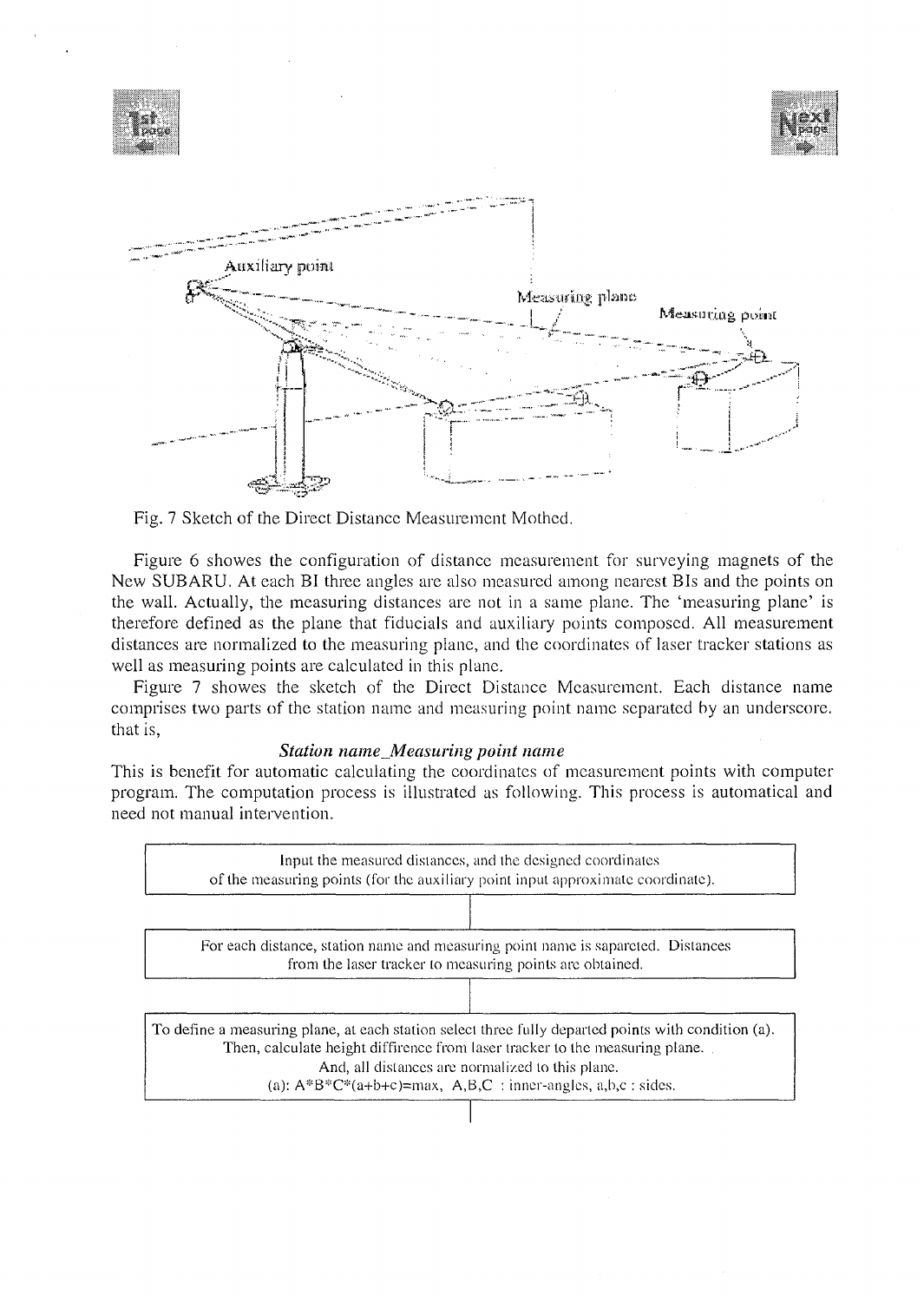Fig. 7 Sketch of the Direct Distance Measurement Mothed.

Figure 6 showes the configuration of distance measurement for surveying magnets of the New SUBARU. At each BI three angles are also measured among nearest BIs and the points on the wall. Actually, the measuring distances are not in a same plane. The 'measuring plane' is therefore defined as the plane that fiducials and auxiliary points composed. All measurement distances are normalized to the measuring plane, and the coordinates of laser tracker stations as well as measuring points are calculated in this plane.

Figure 7 showes the sketch of the Direct Distance Measurement. Each distance name comprises two parts of the station name and measuring point name separated by an underscore. that is,

***Station name_Measuring point name***

This is benefit for automatic calculating the coordinates of measurement points with computer program. The computation process is illustrated as following. This process is automatical and need not manual intervention.

Input the measured distances, and the designed coordinates of the measuring points (for the auxiliary point input approximate coordinate).

↓

For each distance, station name and measuring point name is saparcted. Distances from the laser tracker to measuring points are obtained.

↓

To define a measuring plane, at each station select three fully departed points with condition (a). Then, calculate height diffirence from laser tracker to the measuring plane. And, all distances are normalized to this plane.
(a): A*B*C*(a+b+c)=max, A,B,C : inner-angles, a,b,c : sides.

↓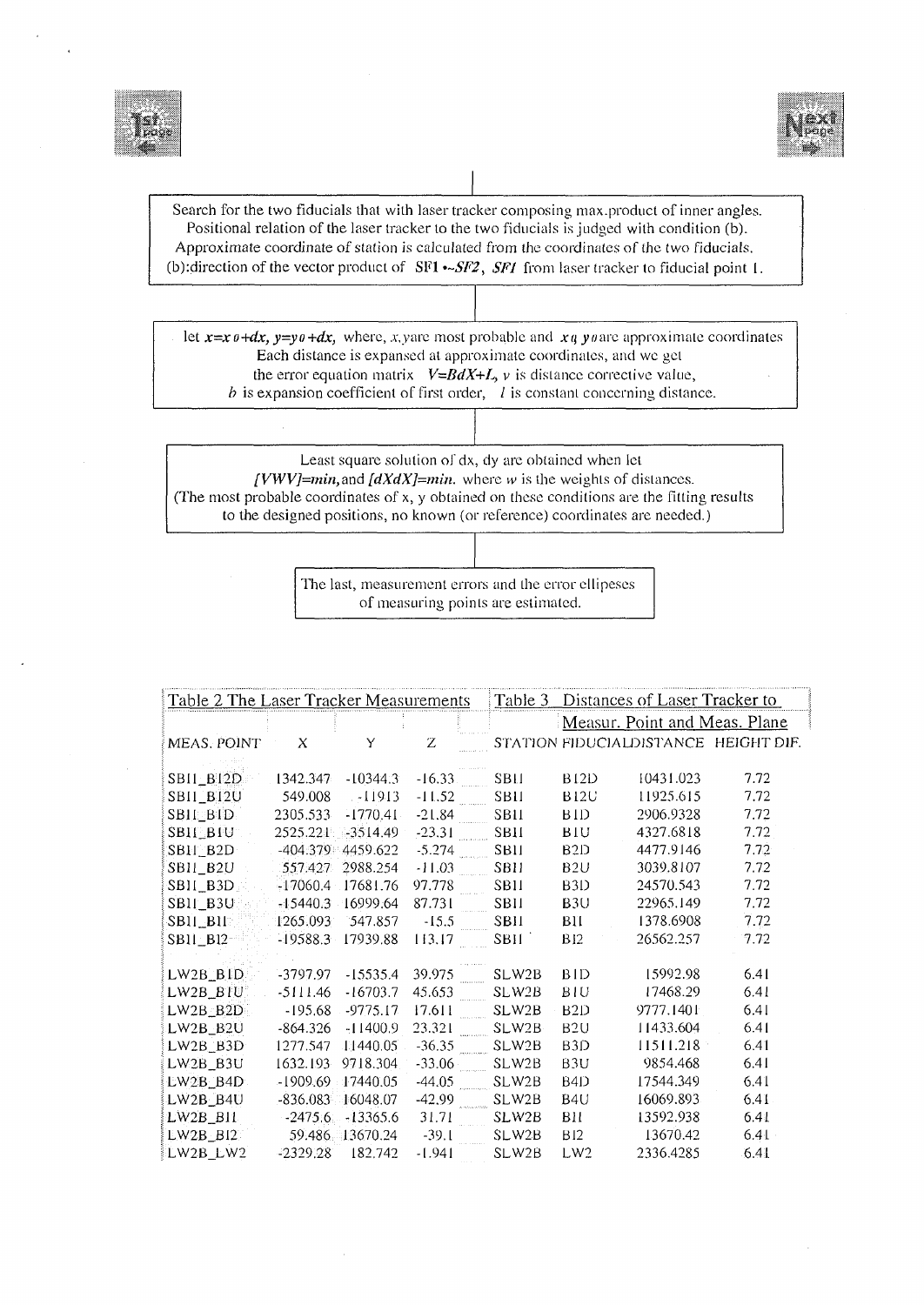Search for the two fiducials that with laser tracker composing max.product of inner angles.
Positional relation of the laser tracker to the two fiducials is judged with condition (b).
Approximate coordinate of station is calculated from the coordinates of the two fiducials.
(b):direction of the vector product of SF1 •–*SF2*, *SF1* from laser tracker to fiducial point 1.

let $x=x_0+dx$, $y=y_0+dx$, where, $x$,$y$ are most probable and $x_0$ $y_0$ are approximate coordinates
Each distance is expansed at approximate coordinates, and we get
the error equation matrix $V=BdX+L$, $v$ is distance corrective value,
$b$ is expansion coefficient of first order, $l$ is constant concerning distance.

Least square solution of dx, dy are obtained when let
*[VWV]=min*, and *[dXdX]=min*. where $w$ is the weights of distances.
(The most probable coordinates of x, y obtained on these conditions are the fitting results
to the designed positions, no known (or reference) coordinates are needed.)

The last, measurement errors and the error ellipeses
of measuring points are estimated.

| Table 2 The Laser Tracker Measurements | | | | Table 3 Distances of Laser Tracker to Measur. Point and Meas. Plane | | | |
|---|---|---|---|---|---|---|---|
| MEAS. POINT | X | Y | Z | STATION | FIDUCIAL | DISTANCE | HEIGHT DIF. |
| SB11_B12D | 1342.347 | -10344.3 | -16.33 | SB11 | B12D | 10431.023 | 7.72 |
| SB11_B12U | 549.008 | -11913 | -11.52 | SB11 | B12U | 11925.615 | 7.72 |
| SB11_B1D | 2305.533 | -1770.41 | -21.84 | SB11 | B1D | 2906.9328 | 7.72 |
| SB11_B1U | 2525.221 | -3514.49 | -23.31 | SB11 | B1U | 4327.6818 | 7.72 |
| SB11_B2D | -404.379 | 4459.622 | -5.274 | SB11 | B2D | 4477.9146 | 7.72 |
| SB11_B2U | 557.427 | 2988.254 | -11.03 | SB11 | B2U | 3039.8107 | 7.72 |
| SB11_B3D | -17060.4 | 17681.76 | 97.778 | SB11 | B3D | 24570.543 | 7.72 |
| SB11_B3U | -15440.3 | 16999.64 | 87.731 | SB11 | B3U | 22965.149 | 7.72 |
| SB11_B11 | 1265.093 | 547.857 | -15.5 | SB11 | B11 | 1378.6908 | 7.72 |
| SB11_B12 | -19588.3 | 17939.88 | 113.17 | SB11 | B12 | 26562.257 | 7.72 |
| LW2B_B1D | -3797.97 | -15535.4 | 39.975 | SLW2B | B1D | 15992.98 | 6.41 |
| LW2B_B1U | -5111.46 | -16703.7 | 45.653 | SLW2B | B1U | 17468.29 | 6.41 |
| LW2B_B2D | -195.68 | -9775.17 | 17.611 | SLW2B | B2D | 9777.1401 | 6.41 |
| LW2B_B2U | -864.326 | -11400.9 | 23.321 | SLW2B | B2U | 11433.604 | 6.41 |
| LW2B_B3D | 1277.547 | 11440.05 | -36.35 | SLW2B | B3D | 11511.218 | 6.41 |
| LW2B_B3U | 1632.193 | 9718.304 | -33.06 | SLW2B | B3U | 9854.468 | 6.41 |
| LW2B_B4D | -1909.69 | 17440.05 | -44.05 | SLW2B | B4D | 17544.349 | 6.41 |
| LW2B_B4U | -836.083 | 16048.07 | -42.99 | SLW2B | B4U | 16069.893 | 6.41 |
| LW2B_B11 | -2475.6 | -13365.6 | 31.71 | SLW2B | B11 | 13592.938 | 6.41 |
| LW2B_B12 | 59.486 | 13670.24 | -39.1 | SLW2B | B12 | 13670.42 | 6.41 |
| LW2B_LW2 | -2329.28 | 182.742 | -1.941 | SLW2B | LW2 | 2336.4285 | 6.41 |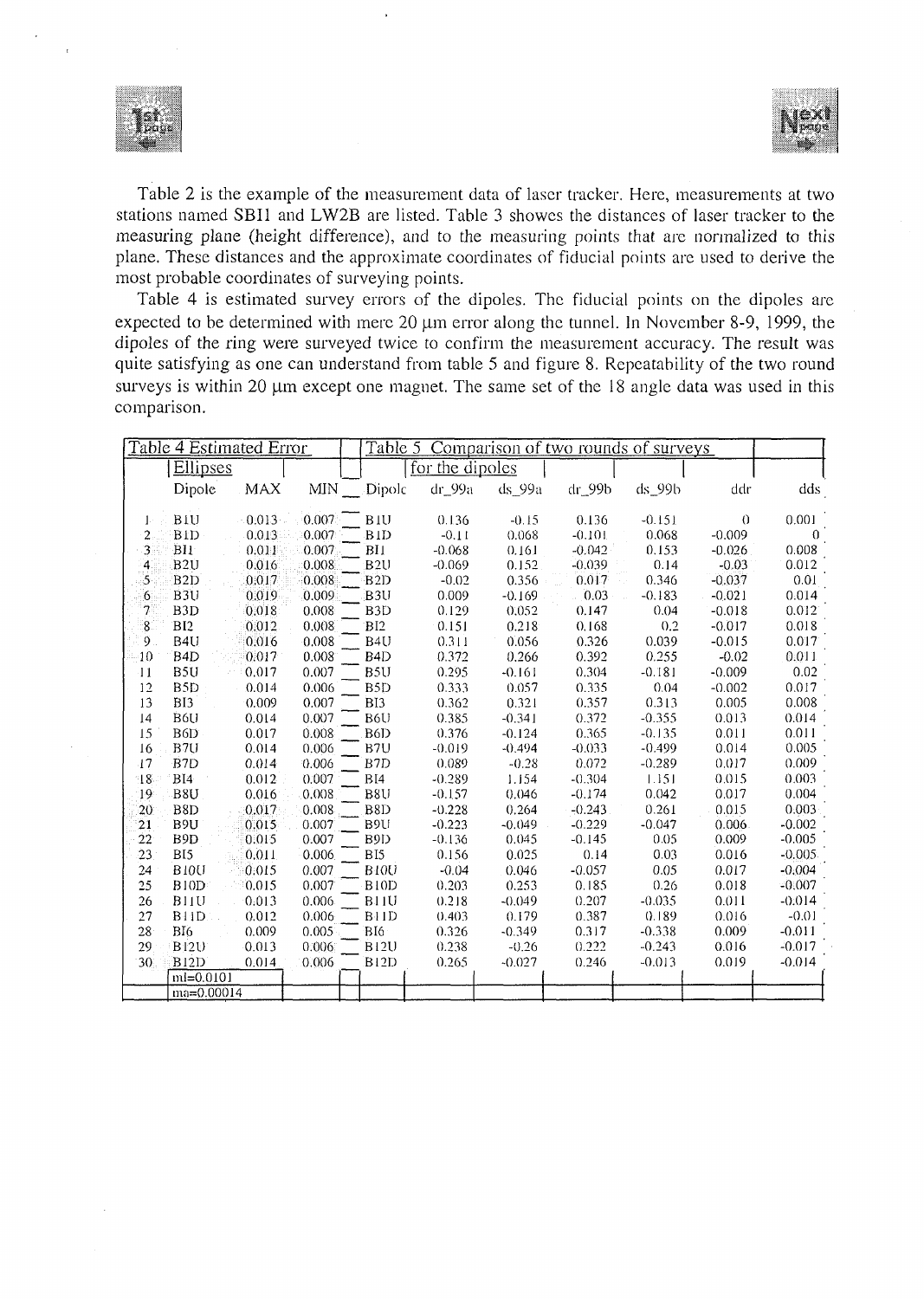Table 2 is the example of the measurement data of laser tracker. Here, measurements at two stations named SBI1 and LW2B are listed. Table 3 showes the distances of laser tracker to the measuring plane (height difference), and to the measuring points that are normalized to this plane. These distances and the approximate coordinates of fiducial points are used to derive the most probable coordinates of surveying points.

Table 4 is estimated survey errors of the dipoles. The fiducial points on the dipoles are expected to be determined with mere 20 μm error along the tunnel. In November 8-9, 1999, the dipoles of the ring were surveyed twice to confirm the measurement accuracy. The result was quite satisfying as one can understand from table 5 and figure 8. Repeatability of the two round surveys is within 20 μm except one magnet. The same set of the 18 angle data was used in this comparison.

| Table 4 Estimated Error | | | | Table 5 Comparison of two rounds of surveys | | | | | | |
|---|---|---|---|---|---|---|---|---|---|---|
| | Ellipses | | | for the dipoles | | | | | | |
| | Dipole | MAX | MIN | Dipole | dr_99a | ds_99a | dr_99b | ds_99b | ddr | dds |
| 1 | B1U | 0.013 | 0.007 | B1U | 0.136 | -0.15 | 0.136 | -0.151 | 0 | 0.001 |
| 2 | B1D | 0.013 | 0.007 | B1D | -0.11 | 0.068 | -0.101 | 0.068 | -0.009 | 0 |
| 3 | BI1 | 0.011 | 0.007 | BI1 | -0.068 | 0.161 | -0.042 | 0.153 | -0.026 | 0.008 |
| 4 | B2U | 0.016 | 0.008 | B2U | -0.069 | 0.152 | -0.039 | 0.14 | -0.03 | 0.012 |
| 5 | B2D | 0.017 | 0.008 | B2D | -0.02 | 0.356 | 0.017 | 0.346 | -0.037 | 0.01 |
| 6 | B3U | 0.019 | 0.009 | B3U | 0.009 | -0.169 | 0.03 | -0.183 | -0.021 | 0.014 |
| 7 | B3D | 0.018 | 0.008 | B3D | 0.129 | 0.052 | 0.147 | 0.04 | -0.018 | 0.012 |
| 8 | BI2 | 0.012 | 0.008 | BI2 | 0.151 | 0.218 | 0.168 | 0.2 | -0.017 | 0.018 |
| 9 | B4U | 0.016 | 0.008 | B4U | 0.311 | 0.056 | 0.326 | 0.039 | -0.015 | 0.017 |
| 10 | B4D | 0.017 | 0.008 | B4D | 0.372 | 0.266 | 0.392 | 0.255 | -0.02 | 0.011 |
| 11 | B5U | 0.017 | 0.007 | B5U | 0.295 | -0.161 | 0.304 | -0.181 | -0.009 | 0.02 |
| 12 | B5D | 0.014 | 0.006 | B5D | 0.333 | 0.057 | 0.335 | 0.04 | -0.002 | 0.017 |
| 13 | BI3 | 0.009 | 0.007 | BI3 | 0.362 | 0.321 | 0.357 | 0.313 | 0.005 | 0.008 |
| 14 | B6U | 0.014 | 0.007 | B6U | 0.385 | -0.341 | 0.372 | -0.355 | 0.013 | 0.014 |
| 15 | B6D | 0.017 | 0.008 | B6D | 0.376 | -0.124 | 0.365 | -0.135 | 0.011 | 0.011 |
| 16 | B7U | 0.014 | 0.006 | B7U | -0.019 | -0.494 | -0.033 | -0.499 | 0.014 | 0.005 |
| 17 | B7D | 0.014 | 0.006 | B7D | 0.089 | -0.28 | 0.072 | -0.289 | 0.017 | 0.009 |
| 18 | BI4 | 0.012 | 0.007 | BI4 | -0.289 | 1.154 | -0.304 | 1.151 | 0.015 | 0.003 |
| 19 | B8U | 0.016 | 0.008 | B8U | -0.157 | 0.046 | -0.174 | 0.042 | 0.017 | 0.004 |
| 20 | B8D | 0.017 | 0.008 | B8D | -0.228 | 0.264 | -0.243 | 0.261 | 0.015 | 0.003 |
| 21 | B9U | 0.015 | 0.007 | B9U | -0.223 | -0.049 | -0.229 | -0.047 | 0.006 | -0.002 |
| 22 | B9D | 0.015 | 0.007 | B9D | -0.136 | 0.045 | -0.145 | 0.05 | 0.009 | -0.005 |
| 23 | BI5 | 0.011 | 0.006 | BI5 | 0.156 | 0.025 | 0.14 | 0.03 | 0.016 | -0.005 |
| 24 | B10U | 0.015 | 0.007 | B10U | -0.04 | 0.046 | -0.057 | 0.05 | 0.017 | -0.004 |
| 25 | B10D | 0.015 | 0.007 | B10D | 0.203 | 0.253 | 0.185 | 0.26 | 0.018 | -0.007 |
| 26 | B11U | 0.013 | 0.006 | B11U | 0.218 | -0.049 | 0.207 | -0.035 | 0.011 | -0.014 |
| 27 | B11D | 0.012 | 0.006 | B11D | 0.403 | 0.179 | 0.387 | 0.189 | 0.016 | -0.01 |
| 28 | BI6 | 0.009 | 0.005 | BI6 | 0.326 | -0.349 | 0.317 | -0.338 | 0.009 | -0.011 |
| 29 | B12U | 0.013 | 0.006 | B12U | 0.238 | -0.26 | 0.222 | -0.243 | 0.016 | -0.017 |
| 30 | B12D | 0.014 | 0.006 | B12D | 0.265 | -0.027 | 0.246 | -0.013 | 0.019 | -0.014 |
| | ml=0.0101 | | | | | | | | | |
| | ma=0.00014 | | | | | | | | | |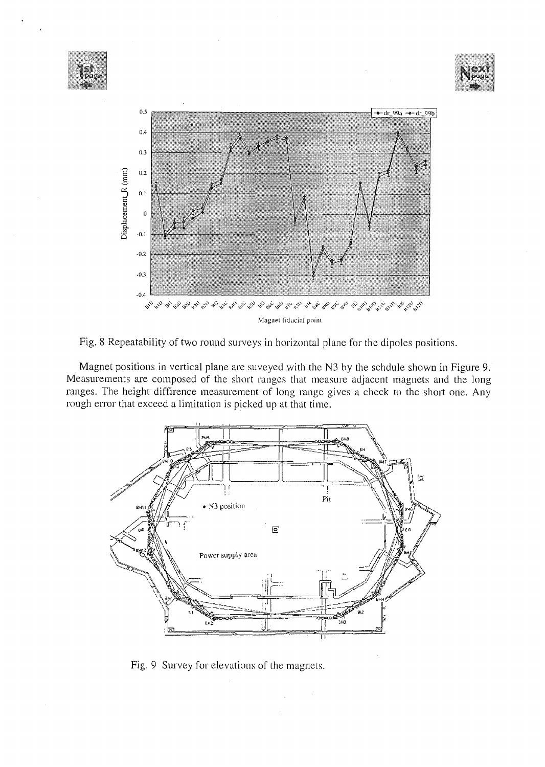Fig. 8 Repeatability of two round surveys in horizontal plane for the dipoles positions.

Magnet positions in vertical plane are suveyed with the N3 by the schdule shown in Figure 9. Measurements are composed of the short ranges that measure adjacent magnets and the long ranges. The height diffirence measurement of long range gives a check to the short one. Any rough error that exceed a limitation is picked up at that time.

Fig. 9 Survey for elevations of the magnets.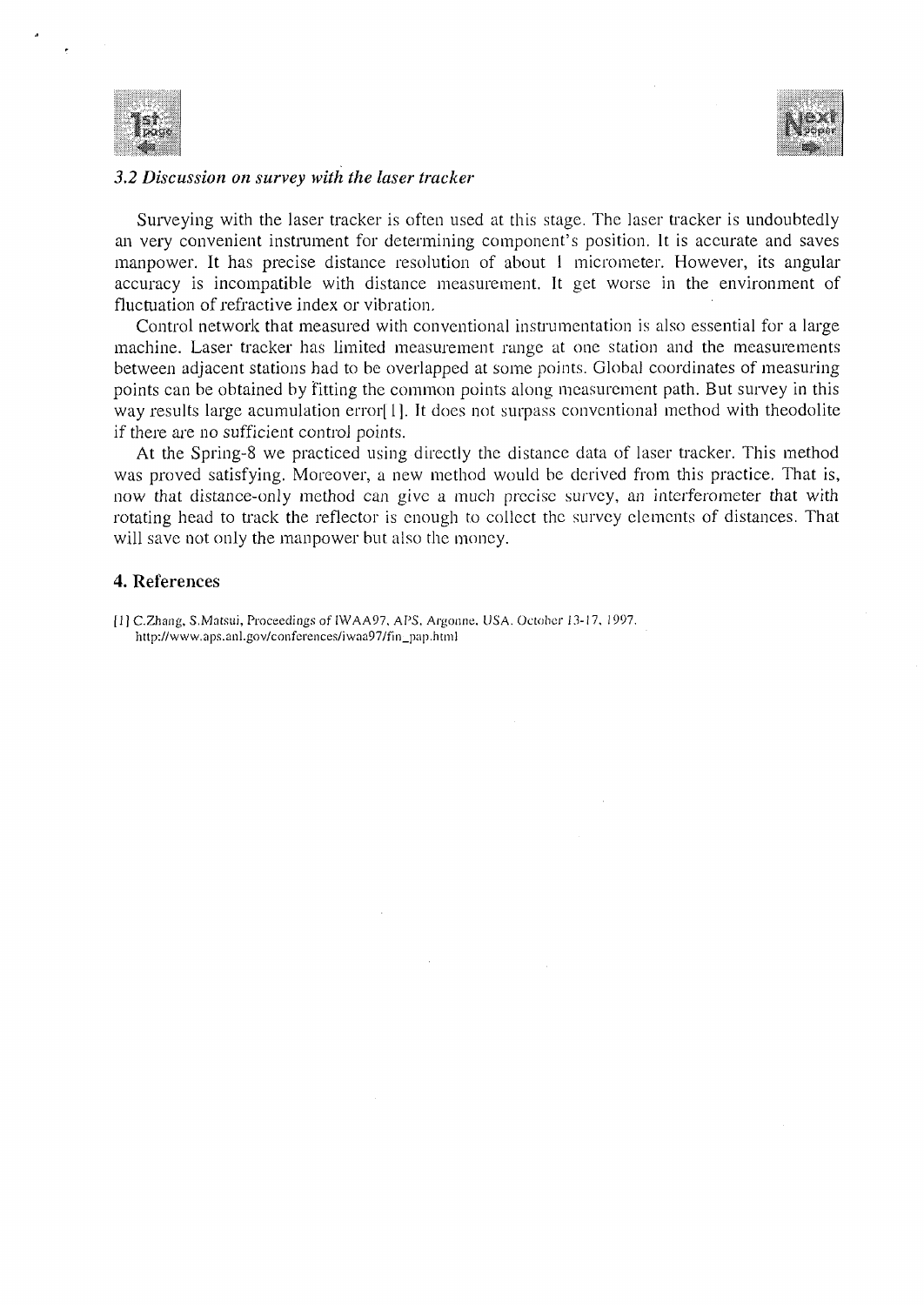### *3.2 Discussion on survey with the laser tracker*

Surveying with the laser tracker is often used at this stage. The laser tracker is undoubtedly an very convenient instrument for determining component's position. It is accurate and saves manpower. It has precise distance resolution of about 1 micrometer. However, its angular accuracy is incompatible with distance measurement. It get worse in the environment of fluctuation of refractive index or vibration.

Control network that measured with conventional instrumentation is also essential for a large machine. Laser tracker has limited measurement range at one station and the measurements between adjacent stations had to be overlapped at some points. Global coordinates of measuring points can be obtained by fitting the common points along measurement path. But survey in this way results large acumulation error[1]. It does not surpass conventional method with theodolite if there are no sufficient control points.

At the Spring-8 we practiced using directly the distance data of laser tracker. This method was proved satisfying. Moreover, a new method would be derived from this practice. That is, now that distance-only method can give a much precise survey, an interferometer that with rotating head to track the reflector is enough to collect the survey elements of distances. That will save not only the manpower but also the money.

## 4. References

[1] C.Zhang, S.Matsui, Proceedings of IWAA97, APS, Argonne, USA. October 13-17, 1997. http://www.aps.anl.gov/conferences/iwaa97/fin_pap.html